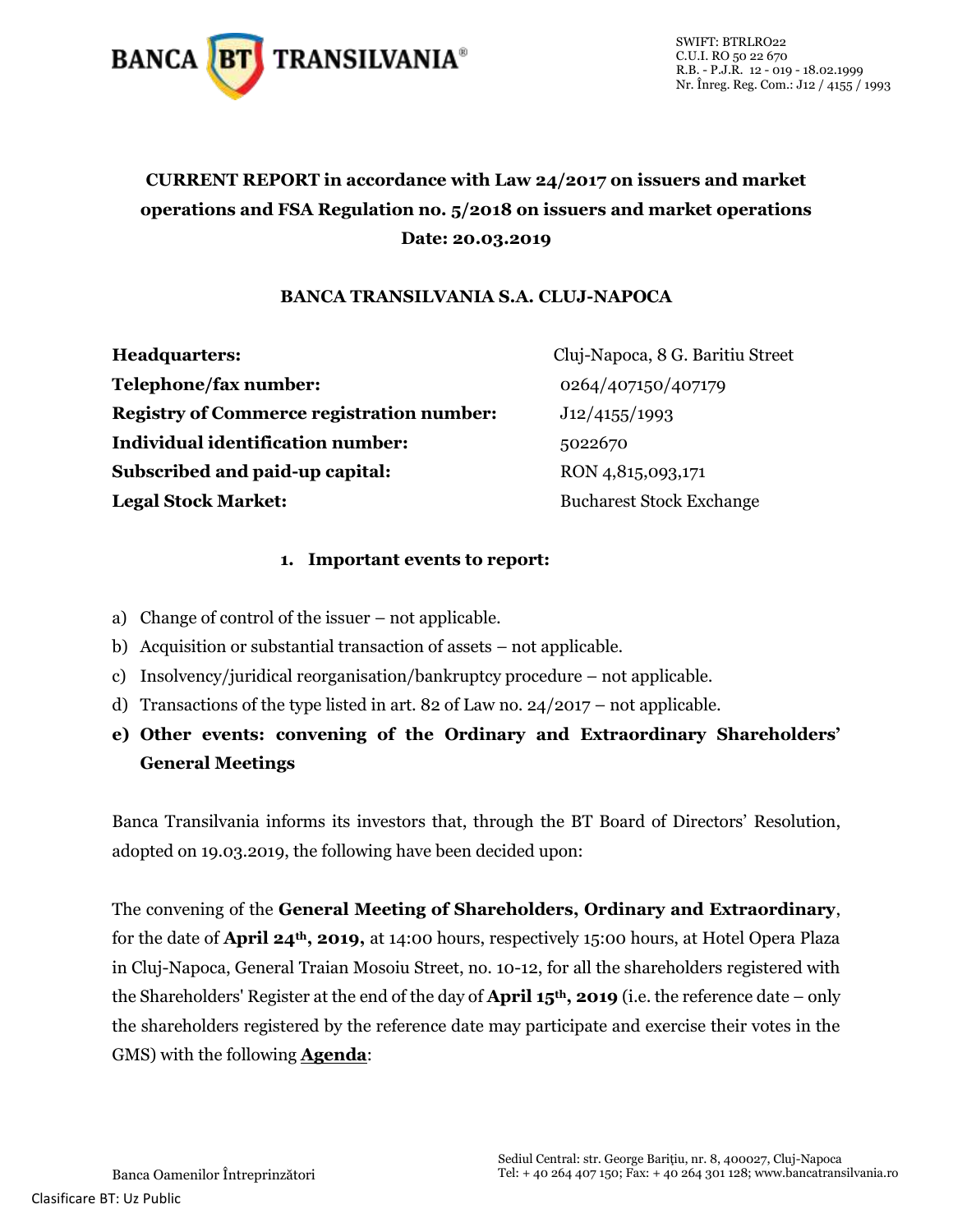**CURRENT REPORT in accordance with Law 24/2017 on issuers and market operations and FSA Regulation no. 5/2018 on issuers and market operations**
**Date: 20.03.2019**

**BANCA TRANSILVANIA S.A. CLUJ-NAPOCA**

| | |
|---|---|
| **Headquarters:** | Cluj-Napoca, 8 G. Baritiu Street |
| **Telephone/fax number:** | 0264/407150/407179 |
| **Registry of Commerce registration number:** | J12/4155/1993 |
| **Individual identification number:** | 5022670 |
| **Subscribed and paid-up capital:** | RON 4,815,093,171 |
| **Legal Stock Market:** | Bucharest Stock Exchange |

1. **Important events to report:**

a) Change of control of the issuer – not applicable.
b) Acquisition or substantial transaction of assets – not applicable.
c) Insolvency/juridical reorganisation/bankruptcy procedure – not applicable.
d) Transactions of the type listed in art. 82 of Law no. 24/2017 – not applicable.
e) **Other events: convening of the Ordinary and Extraordinary Shareholders' General Meetings**

Banca Transilvania informs its investors that, through the BT Board of Directors' Resolution, adopted on 19.03.2019, the following have been decided upon:

The convening of the **General Meeting of Shareholders, Ordinary and Extraordinary**, for the date of **April 24th, 2019,** at 14:00 hours, respectively 15:00 hours, at Hotel Opera Plaza in Cluj-Napoca, General Traian Mosoiu Street, no. 10-12, for all the shareholders registered with the Shareholders' Register at the end of the day of **April 15th, 2019** (i.e. the reference date – only the shareholders registered by the reference date may participate and exercise their votes in the GMS) with the following **Agenda**: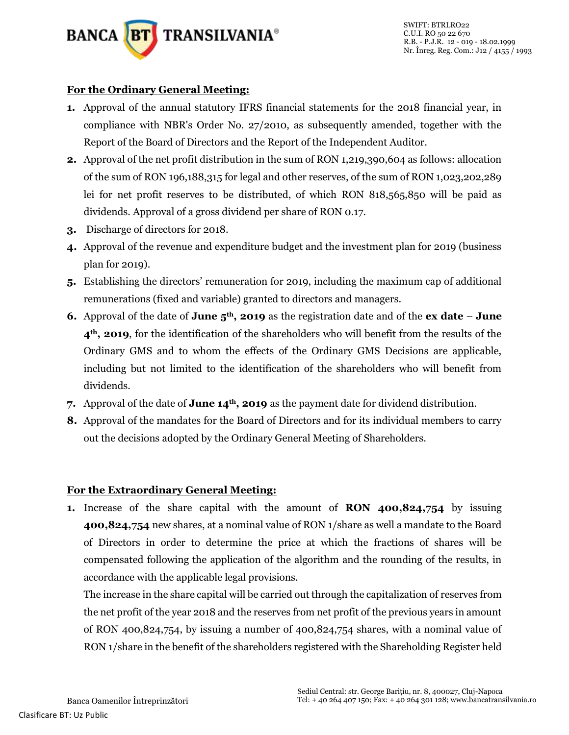**For the Ordinary General Meeting:**

1. Approval of the annual statutory IFRS financial statements for the 2018 financial year, in compliance with NBR's Order No. 27/2010, as subsequently amended, together with the Report of the Board of Directors and the Report of the Independent Auditor.
2. Approval of the net profit distribution in the sum of RON 1,219,390,604 as follows: allocation of the sum of RON 196,188,315 for legal and other reserves, of the sum of RON 1,023,202,289 lei for net profit reserves to be distributed, of which RON 818,565,850 will be paid as dividends. Approval of a gross dividend per share of RON 0.17.
3. Discharge of directors for 2018.
4. Approval of the revenue and expenditure budget and the investment plan for 2019 (business plan for 2019).
5. Establishing the directors' remuneration for 2019, including the maximum cap of additional remunerations (fixed and variable) granted to directors and managers.
6. Approval of the date of **June 5th, 2019** as the registration date and of the **ex date** – **June 4th, 2019**, for the identification of the shareholders who will benefit from the results of the Ordinary GMS and to whom the effects of the Ordinary GMS Decisions are applicable, including but not limited to the identification of the shareholders who will benefit from dividends.
7. Approval of the date of **June 14th, 2019** as the payment date for dividend distribution.
8. Approval of the mandates for the Board of Directors and for its individual members to carry out the decisions adopted by the Ordinary General Meeting of Shareholders.

**For the Extraordinary General Meeting:**

1. Increase of the share capital with the amount of **RON 400,824,754** by issuing **400,824,754** new shares, at a nominal value of RON 1/share as well a mandate to the Board of Directors in order to determine the price at which the fractions of shares will be compensated following the application of the algorithm and the rounding of the results, in accordance with the applicable legal provisions.

   The increase in the share capital will be carried out through the capitalization of reserves from the net profit of the year 2018 and the reserves from net profit of the previous years in amount of RON 400,824,754, by issuing a number of 400,824,754 shares, with a nominal value of RON 1/share in the benefit of the shareholders registered with the Shareholding Register held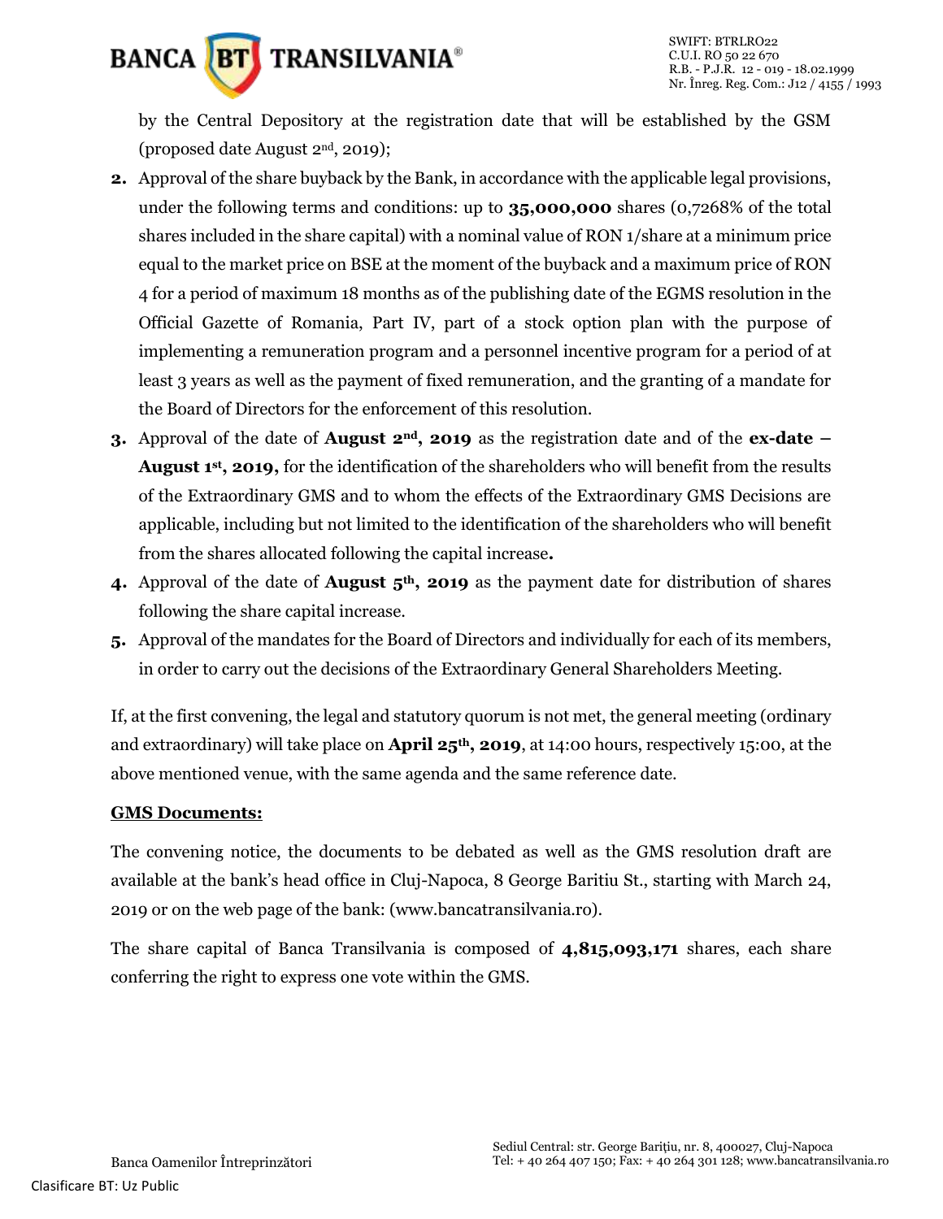by the Central Depository at the registration date that will be established by the GSM (proposed date August 2nd, 2019);

2. Approval of the share buyback by the Bank, in accordance with the applicable legal provisions, under the following terms and conditions: up to **35,000,000** shares (0,7268% of the total shares included in the share capital) with a nominal value of RON 1/share at a minimum price equal to the market price on BSE at the moment of the buyback and a maximum price of RON 4 for a period of maximum 18 months as of the publishing date of the EGMS resolution in the Official Gazette of Romania, Part IV, part of a stock option plan with the purpose of implementing a remuneration program and a personnel incentive program for a period of at least 3 years as well as the payment of fixed remuneration, and the granting of a mandate for the Board of Directors for the enforcement of this resolution.
3. Approval of the date of **August 2nd, 2019** as the registration date and of the **ex-date – August 1st, 2019,** for the identification of the shareholders who will benefit from the results of the Extraordinary GMS and to whom the effects of the Extraordinary GMS Decisions are applicable, including but not limited to the identification of the shareholders who will benefit from the shares allocated following the capital increase**.**
4. Approval of the date of **August 5th, 2019** as the payment date for distribution of shares following the share capital increase.
5. Approval of the mandates for the Board of Directors and individually for each of its members, in order to carry out the decisions of the Extraordinary General Shareholders Meeting.

If, at the first convening, the legal and statutory quorum is not met, the general meeting (ordinary and extraordinary) will take place on **April 25th, 2019**, at 14:00 hours, respectively 15:00, at the above mentioned venue, with the same agenda and the same reference date.

**GMS Documents:**

The convening notice, the documents to be debated as well as the GMS resolution draft are available at the bank's head office in Cluj-Napoca, 8 George Baritiu St., starting with March 24, 2019 or on the web page of the bank: (www.bancatransilvania.ro).

The share capital of Banca Transilvania is composed of **4,815,093,171** shares, each share conferring the right to express one vote within the GMS.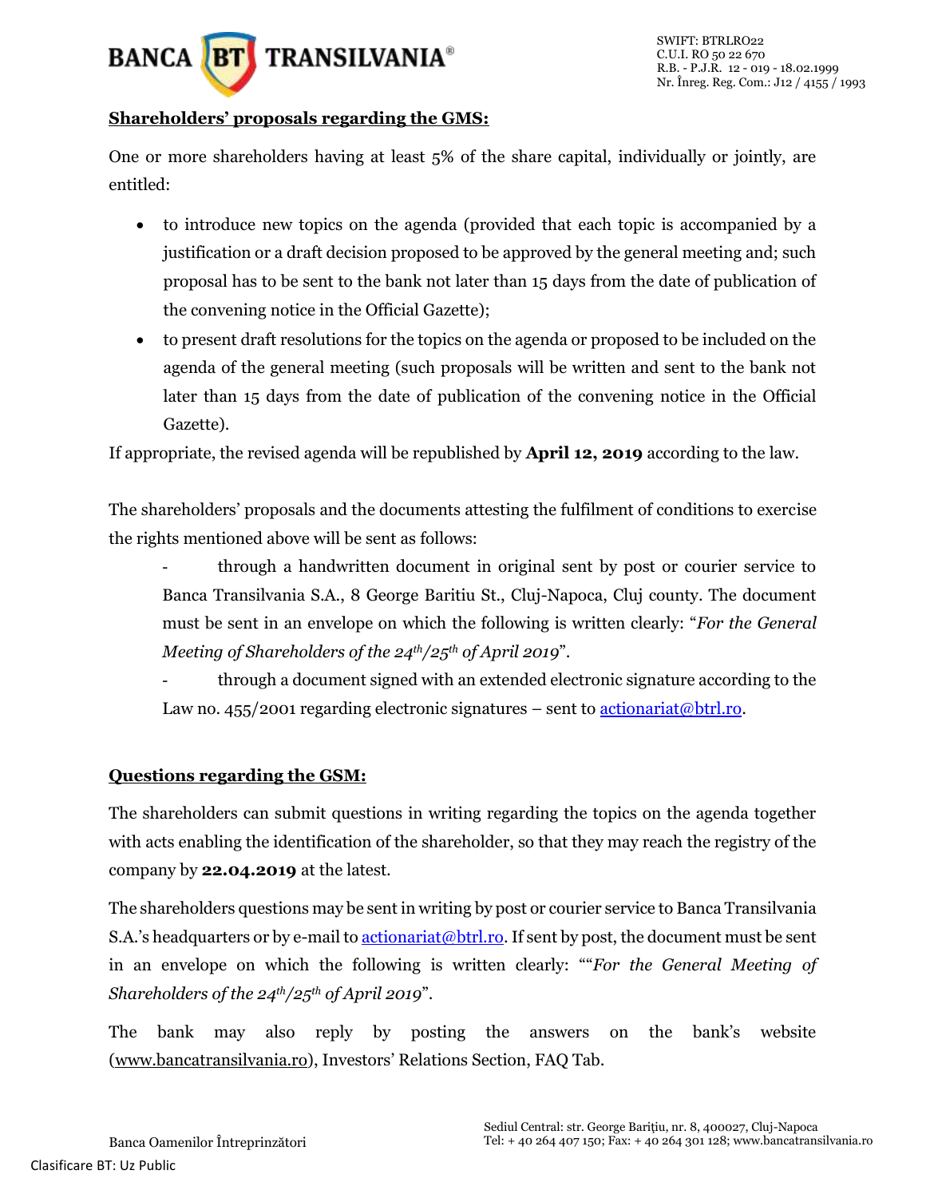**Shareholders' proposals regarding the GMS:**

One or more shareholders having at least 5% of the share capital, individually or jointly, are entitled:

- to introduce new topics on the agenda (provided that each topic is accompanied by a justification or a draft decision proposed to be approved by the general meeting and; such proposal has to be sent to the bank not later than 15 days from the date of publication of the convening notice in the Official Gazette);
- to present draft resolutions for the topics on the agenda or proposed to be included on the agenda of the general meeting (such proposals will be written and sent to the bank not later than 15 days from the date of publication of the convening notice in the Official Gazette).

If appropriate, the revised agenda will be republished by **April 12, 2019** according to the law.

The shareholders' proposals and the documents attesting the fulfilment of conditions to exercise the rights mentioned above will be sent as follows:

- through a handwritten document in original sent by post or courier service to Banca Transilvania S.A., 8 George Baritiu St., Cluj-Napoca, Cluj county. The document must be sent in an envelope on which the following is written clearly: "*For the General Meeting of Shareholders of the 24th/25th of April 2019*".
- through a document signed with an extended electronic signature according to the Law no. 455/2001 regarding electronic signatures – sent to actionariat@btrl.ro.

**Questions regarding the GSM:**

The shareholders can submit questions in writing regarding the topics on the agenda together with acts enabling the identification of the shareholder, so that they may reach the registry of the company by **22.04.2019** at the latest.

The shareholders questions may be sent in writing by post or courier service to Banca Transilvania S.A.'s headquarters or by e-mail to actionariat@btrl.ro. If sent by post, the document must be sent in an envelope on which the following is written clearly: ""*For the General Meeting of Shareholders of the 24th/25th of April 2019*".

The bank may also reply by posting the answers on the bank's website (www.bancatransilvania.ro), Investors' Relations Section, FAQ Tab.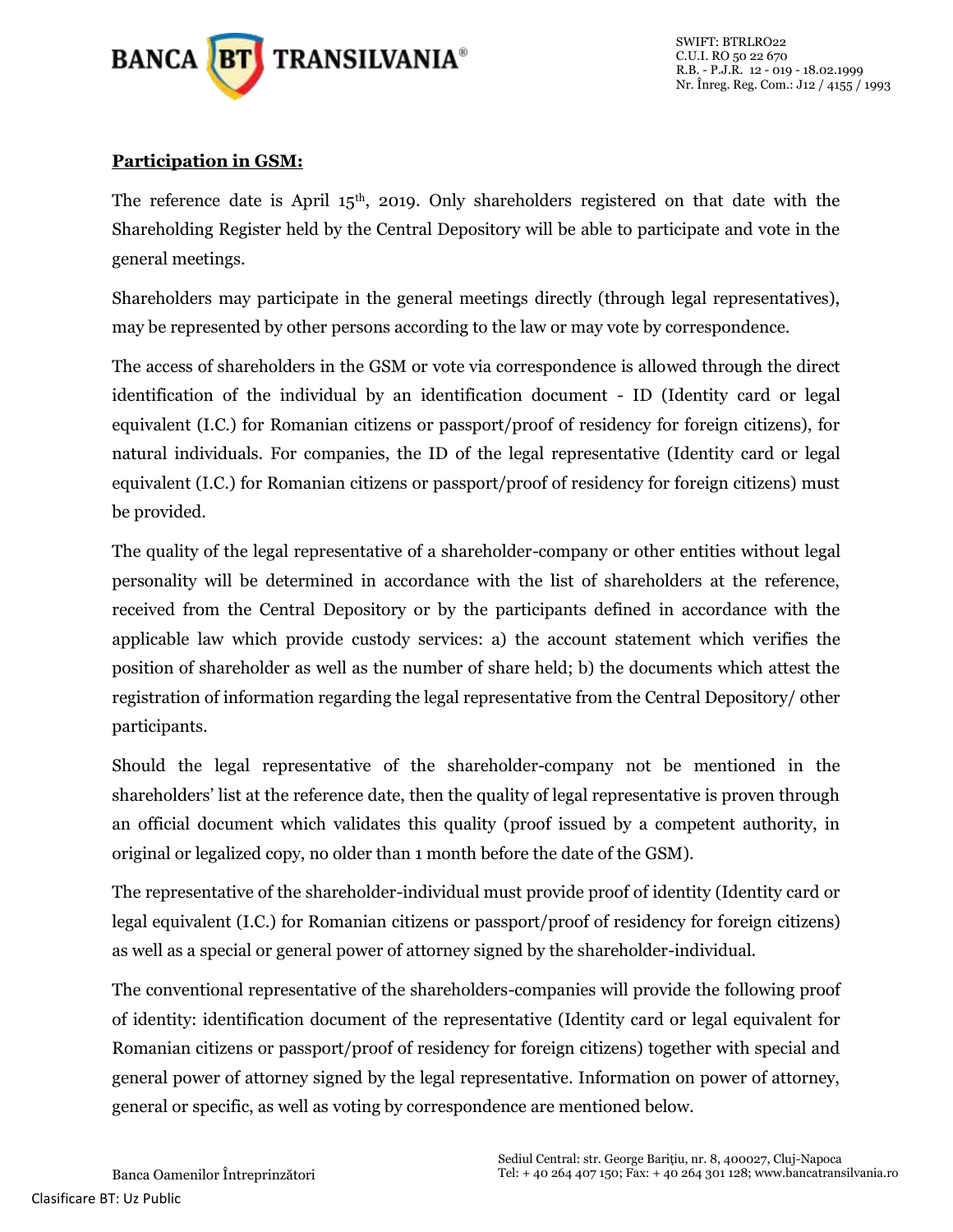**Participation in GSM:**

The reference date is April 15th, 2019. Only shareholders registered on that date with the Shareholding Register held by the Central Depository will be able to participate and vote in the general meetings.

Shareholders may participate in the general meetings directly (through legal representatives), may be represented by other persons according to the law or may vote by correspondence.

The access of shareholders in the GSM or vote via correspondence is allowed through the direct identification of the individual by an identification document - ID (Identity card or legal equivalent (I.C.) for Romanian citizens or passport/proof of residency for foreign citizens), for natural individuals. For companies, the ID of the legal representative (Identity card or legal equivalent (I.C.) for Romanian citizens or passport/proof of residency for foreign citizens) must be provided.

The quality of the legal representative of a shareholder-company or other entities without legal personality will be determined in accordance with the list of shareholders at the reference, received from the Central Depository or by the participants defined in accordance with the applicable law which provide custody services: a) the account statement which verifies the position of shareholder as well as the number of share held; b) the documents which attest the registration of information regarding the legal representative from the Central Depository/ other participants.

Should the legal representative of the shareholder-company not be mentioned in the shareholders' list at the reference date, then the quality of legal representative is proven through an official document which validates this quality (proof issued by a competent authority, in original or legalized copy, no older than 1 month before the date of the GSM).

The representative of the shareholder-individual must provide proof of identity (Identity card or legal equivalent (I.C.) for Romanian citizens or passport/proof of residency for foreign citizens) as well as a special or general power of attorney signed by the shareholder-individual.

The conventional representative of the shareholders-companies will provide the following proof of identity: identification document of the representative (Identity card or legal equivalent for Romanian citizens or passport/proof of residency for foreign citizens) together with special and general power of attorney signed by the legal representative. Information on power of attorney, general or specific, as well as voting by correspondence are mentioned below.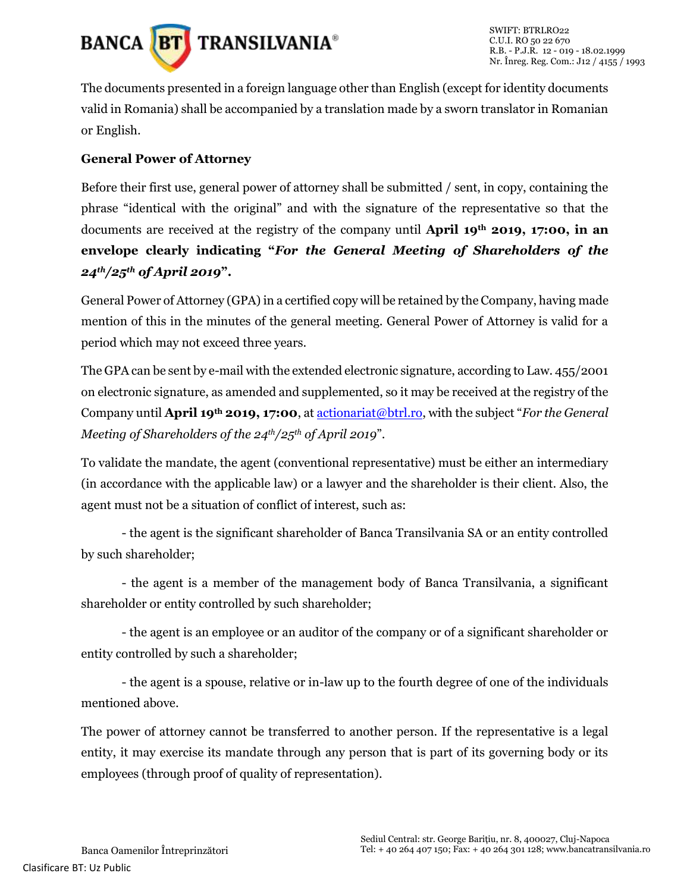The documents presented in a foreign language other than English (except for identity documents valid in Romania) shall be accompanied by a translation made by a sworn translator in Romanian or English.

**General Power of Attorney**

Before their first use, general power of attorney shall be submitted / sent, in copy, containing the phrase "identical with the original" and with the signature of the representative so that the documents are received at the registry of the company until **April 19th 2019, 17:00, in an envelope clearly indicating "*For the General Meeting of Shareholders of the 24th/25th of April 2019*".**

General Power of Attorney (GPA) in a certified copy will be retained by the Company, having made mention of this in the minutes of the general meeting. General Power of Attorney is valid for a period which may not exceed three years.

The GPA can be sent by e-mail with the extended electronic signature, according to Law. 455/2001 on electronic signature, as amended and supplemented, so it may be received at the registry of the Company until **April 19th 2019, 17:00**, at actionariat@btrl.ro, with the subject "*For the General Meeting of Shareholders of the 24th/25th of April 2019*".

To validate the mandate, the agent (conventional representative) must be either an intermediary (in accordance with the applicable law) or a lawyer and the shareholder is their client. Also, the agent must not be a situation of conflict of interest, such as:

- the agent is the significant shareholder of Banca Transilvania SA or an entity controlled by such shareholder;

- the agent is a member of the management body of Banca Transilvania, a significant shareholder or entity controlled by such shareholder;

- the agent is an employee or an auditor of the company or of a significant shareholder or entity controlled by such a shareholder;

- the agent is a spouse, relative or in-law up to the fourth degree of one of the individuals mentioned above.

The power of attorney cannot be transferred to another person. If the representative is a legal entity, it may exercise its mandate through any person that is part of its governing body or its employees (through proof of quality of representation).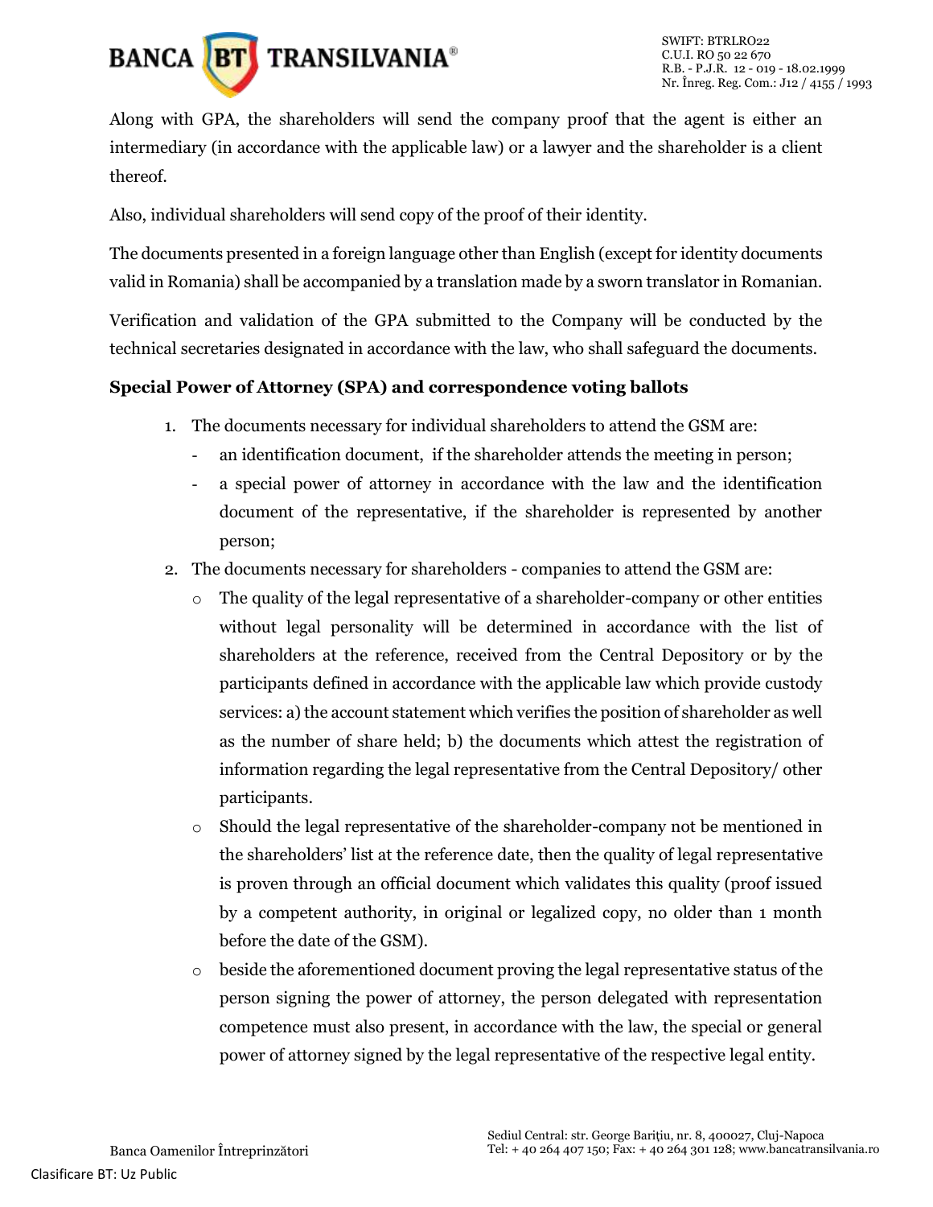Along with GPA, the shareholders will send the company proof that the agent is either an intermediary (in accordance with the applicable law) or a lawyer and the shareholder is a client thereof.

Also, individual shareholders will send copy of the proof of their identity.

The documents presented in a foreign language other than English (except for identity documents valid in Romania) shall be accompanied by a translation made by a sworn translator in Romanian.

Verification and validation of the GPA submitted to the Company will be conducted by the technical secretaries designated in accordance with the law, who shall safeguard the documents.

**Special Power of Attorney (SPA) and correspondence voting ballots**

1. The documents necessary for individual shareholders to attend the GSM are:
   - an identification document, if the shareholder attends the meeting in person;
   - a special power of attorney in accordance with the law and the identification document of the representative, if the shareholder is represented by another person;
2. The documents necessary for shareholders - companies to attend the GSM are:
   - The quality of the legal representative of a shareholder-company or other entities without legal personality will be determined in accordance with the list of shareholders at the reference, received from the Central Depository or by the participants defined in accordance with the applicable law which provide custody services: a) the account statement which verifies the position of shareholder as well as the number of share held; b) the documents which attest the registration of information regarding the legal representative from the Central Depository/ other participants.
   - Should the legal representative of the shareholder-company not be mentioned in the shareholders' list at the reference date, then the quality of legal representative is proven through an official document which validates this quality (proof issued by a competent authority, in original or legalized copy, no older than 1 month before the date of the GSM).
   - beside the aforementioned document proving the legal representative status of the person signing the power of attorney, the person delegated with representation competence must also present, in accordance with the law, the special or general power of attorney signed by the legal representative of the respective legal entity.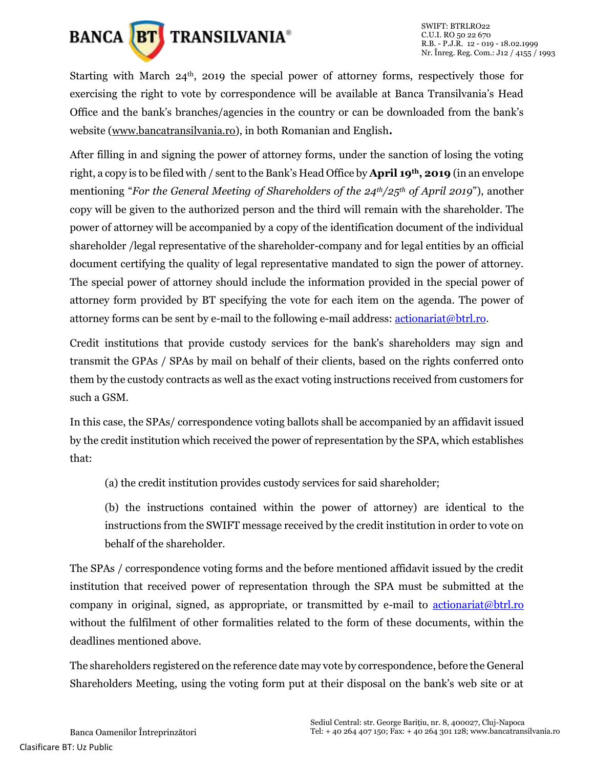Starting with March 24th, 2019 the special power of attorney forms, respectively those for exercising the right to vote by correspondence will be available at Banca Transilvania's Head Office and the bank's branches/agencies in the country or can be downloaded from the bank's website (www.bancatransilvania.ro), in both Romanian and English**.**

After filling in and signing the power of attorney forms, under the sanction of losing the voting right, a copy is to be filed with / sent to the Bank's Head Office by **April 19th, 2019** (in an envelope mentioning "*For the General Meeting of Shareholders of the 24th/25th of April 2019*"), another copy will be given to the authorized person and the third will remain with the shareholder. The power of attorney will be accompanied by a copy of the identification document of the individual shareholder /legal representative of the shareholder-company and for legal entities by an official document certifying the quality of legal representative mandated to sign the power of attorney. The special power of attorney should include the information provided in the special power of attorney form provided by BT specifying the vote for each item on the agenda. The power of attorney forms can be sent by e-mail to the following e-mail address: actionariat@btrl.ro.

Credit institutions that provide custody services for the bank's shareholders may sign and transmit the GPAs / SPAs by mail on behalf of their clients, based on the rights conferred onto them by the custody contracts as well as the exact voting instructions received from customers for such a GSM.

In this case, the SPAs/ correspondence voting ballots shall be accompanied by an affidavit issued by the credit institution which received the power of representation by the SPA, which establishes that:

(a) the credit institution provides custody services for said shareholder;

(b) the instructions contained within the power of attorney) are identical to the instructions from the SWIFT message received by the credit institution in order to vote on behalf of the shareholder.

The SPAs / correspondence voting forms and the before mentioned affidavit issued by the credit institution that received power of representation through the SPA must be submitted at the company in original, signed, as appropriate, or transmitted by e-mail to actionariat@btrl.ro without the fulfilment of other formalities related to the form of these documents, within the deadlines mentioned above.

The shareholders registered on the reference date may vote by correspondence, before the General Shareholders Meeting, using the voting form put at their disposal on the bank's web site or at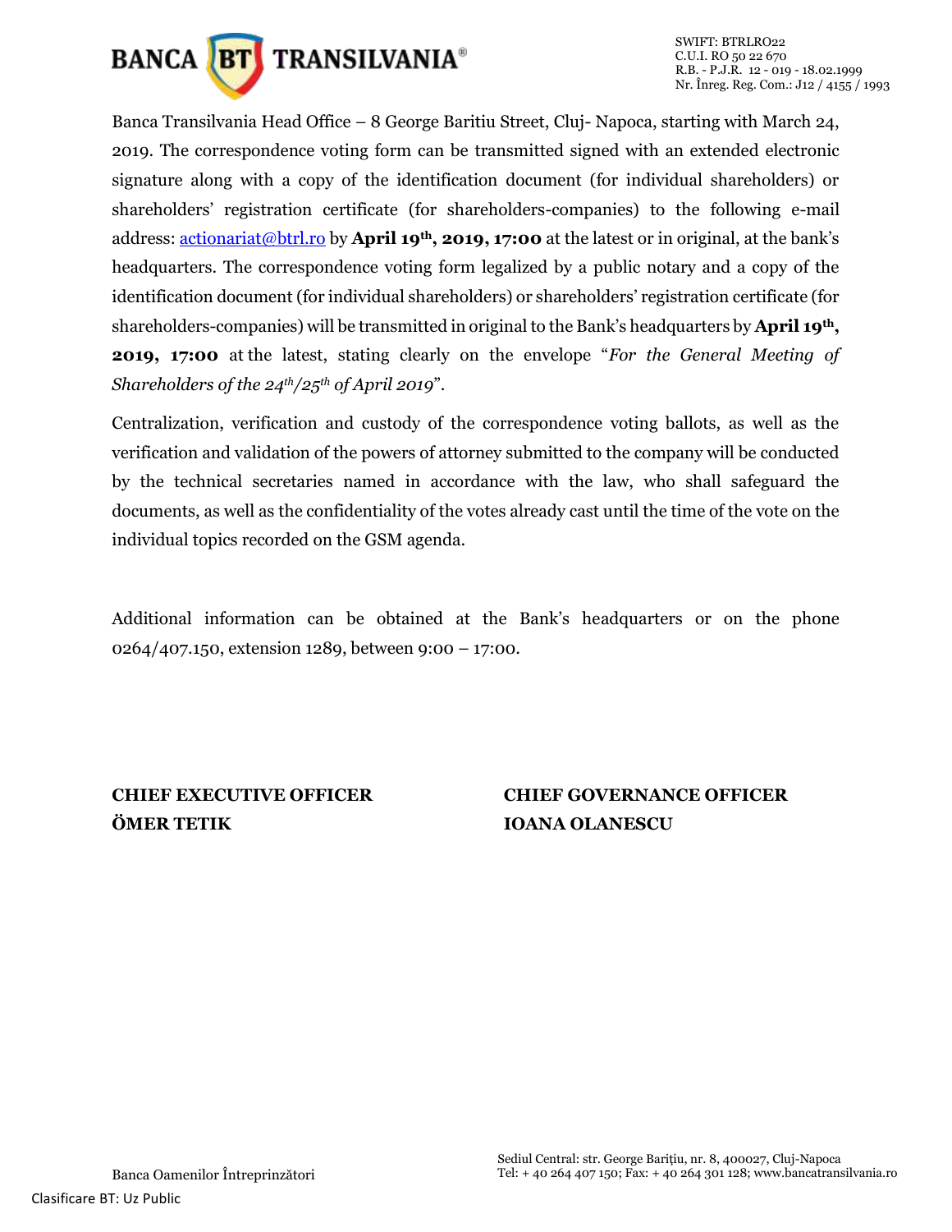Banca Transilvania Head Office – 8 George Baritiu Street, Cluj- Napoca, starting with March 24, 2019. The correspondence voting form can be transmitted signed with an extended electronic signature along with a copy of the identification document (for individual shareholders) or shareholders' registration certificate (for shareholders-companies) to the following e-mail address: actionariat@btrl.ro by **April 19th, 2019, 17:00** at the latest or in original, at the bank's headquarters. The correspondence voting form legalized by a public notary and a copy of the identification document (for individual shareholders) or shareholders' registration certificate (for shareholders-companies) will be transmitted in original to the Bank's headquarters by **April 19th, 2019, 17:00** at the latest, stating clearly on the envelope "*For the General Meeting of Shareholders of the 24th/25th of April 2019*".

Centralization, verification and custody of the correspondence voting ballots, as well as the verification and validation of the powers of attorney submitted to the company will be conducted by the technical secretaries named in accordance with the law, who shall safeguard the documents, as well as the confidentiality of the votes already cast until the time of the vote on the individual topics recorded on the GSM agenda.

Additional information can be obtained at the Bank's headquarters or on the phone 0264/407.150, extension 1289, between 9:00 – 17:00.

**CHIEF EXECUTIVE OFFICER**
**ÖMER TETIK**

**CHIEF GOVERNANCE OFFICER**
**IOANA OLANESCU**